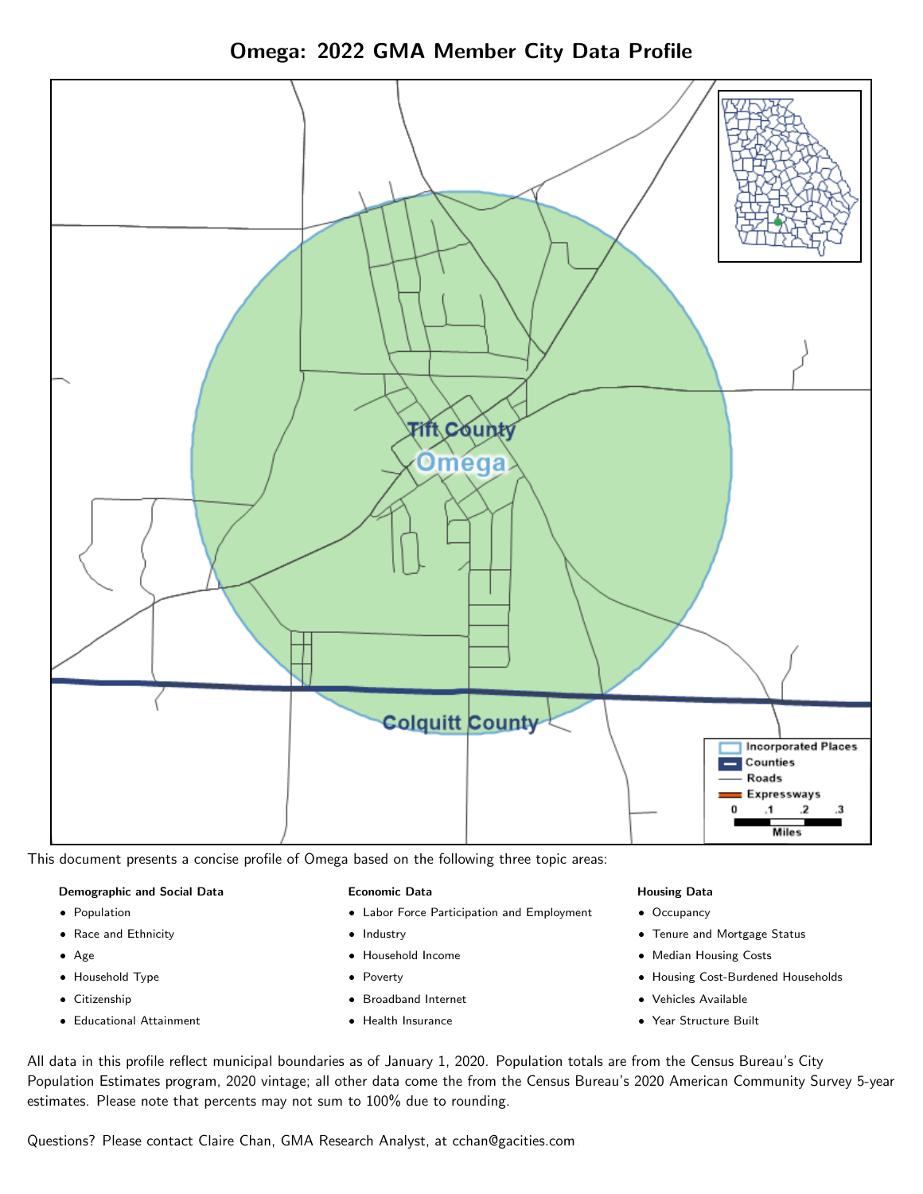# Omega: 2022 GMA Member City Data Profile

This document presents a concise profile of Omega based on the following three topic areas:

**Demographic and Social Data**

- Population
- Race and Ethnicity
- Age
- Household Type
- Citizenship
- Educational Attainment

**Economic Data**

- Labor Force Participation and Employment
- Industry
- Household Income
- Poverty
- Broadband Internet
- Health Insurance

**Housing Data**

- Occupancy
- Tenure and Mortgage Status
- Median Housing Costs
- Housing Cost-Burdened Households
- Vehicles Available
- Year Structure Built

All data in this profile reflect municipal boundaries as of January 1, 2020. Population totals are from the Census Bureau's City Population Estimates program, 2020 vintage; all other data come the from the Census Bureau's 2020 American Community Survey 5-year estimates. Please note that percents may not sum to 100% due to rounding.

Questions? Please contact Claire Chan, GMA Research Analyst, at cchan@gacities.com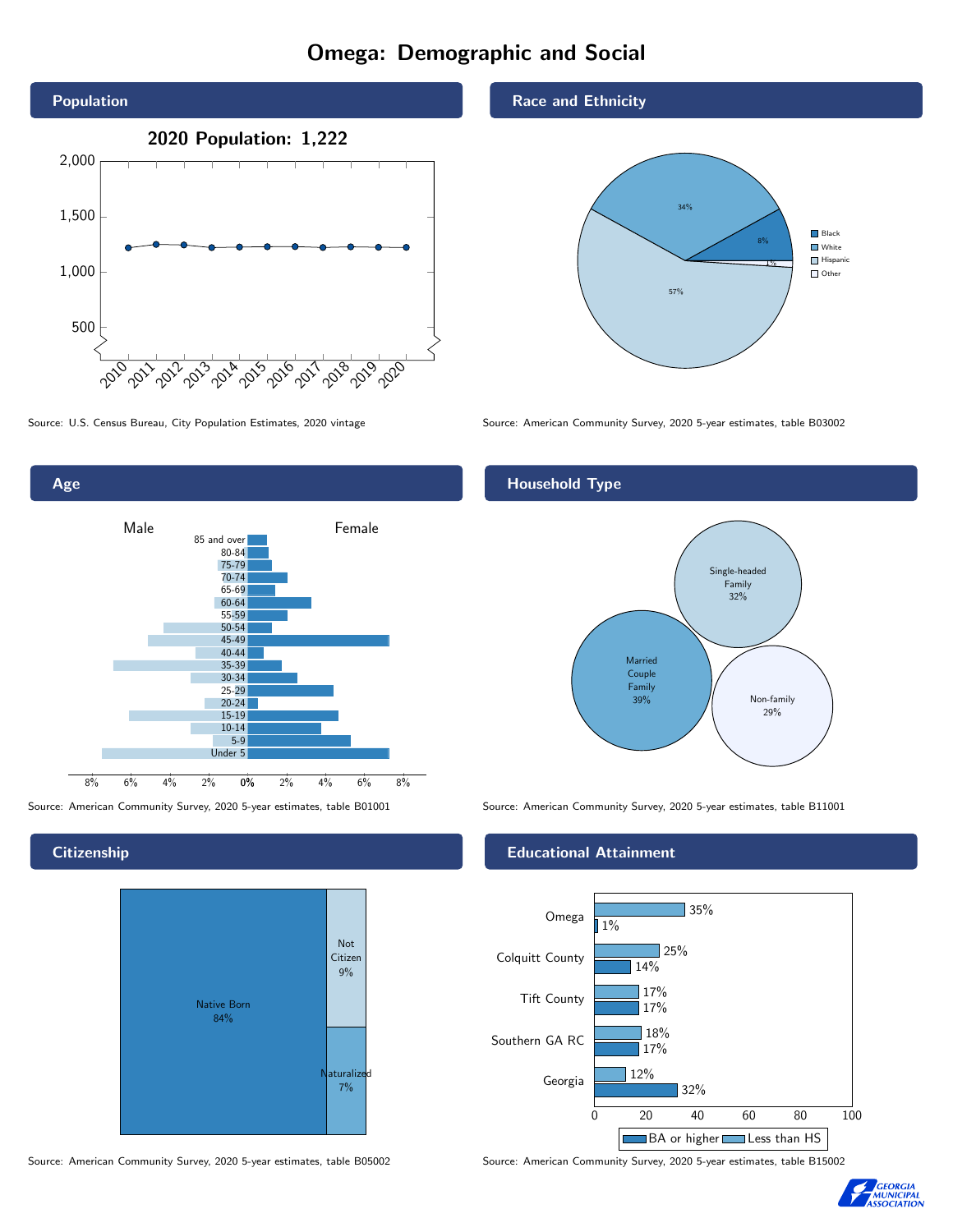# Omega: Demographic and Social

## Population

2020 Population: 1,222

Source: U.S. Census Bureau, City Population Estimates, 2020 vintage

## Race and Ethnicity

| Race/Ethnicity | Percent |
|---|---|
| Black | 8% |
| White | 34% |
| Hispanic | 57% |
| Other | 1% |

Source: American Community Survey, 2020 5-year estimates, table B03002

## Age

Source: American Community Survey, 2020 5-year estimates, table B01001

## Household Type

| Household Type | Percent |
|---|---|
| Married Couple Family | 39% |
| Single-headed Family | 32% |
| Non-family | 29% |

Source: American Community Survey, 2020 5-year estimates, table B11001

## Citizenship

| Citizenship | Percent |
|---|---|
| Native Born | 84% |
| Not Citizen | 9% |
| Naturalized | 7% |

Source: American Community Survey, 2020 5-year estimates, table B05002

## Educational Attainment

| Area | Less than HS | BA or higher |
|---|---|---|
| Omega | 35% | 1% |
| Colquitt County | 25% | 14% |
| Tift County | 17% | 17% |
| Southern GA RC | 18% | 17% |
| Georgia | 12% | 32% |

Source: American Community Survey, 2020 5-year estimates, table B15002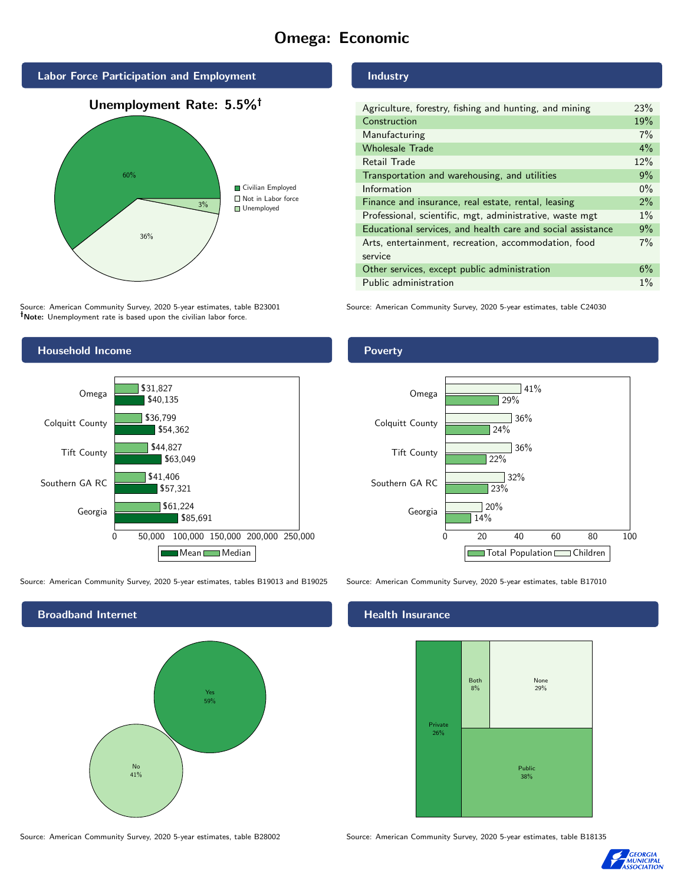# Omega: Economic

## Labor Force Participation and Employment

**Unemployment Rate: 5.5%†**

| Category | Percent |
|---|---|
| Civilian Employed | 60% |
| Not in Labor force | 36% |
| Unemployed | 3% |

Source: American Community Survey, 2020 5-year estimates, table B23001
**†Note:** Unemployment rate is based upon the civilian labor force.

## Industry

| Industry | Percent |
|---|---|
| Agriculture, forestry, fishing and hunting, and mining | 23% |
| Construction | 19% |
| Manufacturing | 7% |
| Wholesale Trade | 4% |
| Retail Trade | 12% |
| Transportation and warehousing, and utilities | 9% |
| Information | 0% |
| Finance and insurance, real estate, rental, leasing | 2% |
| Professional, scientific, mgt, administrative, waste mgt | 1% |
| Educational services, and health care and social assistance | 9% |
| Arts, entertainment, recreation, accommodation, food service | 7% |
| Other services, except public administration | 6% |
| Public administration | 1% |

Source: American Community Survey, 2020 5-year estimates, table C24030

## Household Income

| Area | Median | Mean |
|---|---|---|
| Omega | $31,827 | $40,135 |
| Colquitt County | $36,799 | $54,362 |
| Tift County | $44,827 | $63,049 |
| Southern GA RC | $41,406 | $57,321 |
| Georgia | $61,224 | $85,691 |

Source: American Community Survey, 2020 5-year estimates, tables B19013 and B19025

## Poverty

| Area | Children | Total Population |
|---|---|---|
| Omega | 41% | 29% |
| Colquitt County | 36% | 24% |
| Tift County | 36% | 22% |
| Southern GA RC | 32% | 23% |
| Georgia | 20% | 14% |

Source: American Community Survey, 2020 5-year estimates, table B17010

## Broadband Internet

| Response | Percent |
|---|---|
| Yes | 59% |
| No | 41% |

Source: American Community Survey, 2020 5-year estimates, table B28002

## Health Insurance

| Type | Percent |
|---|---|
| Private | 26% |
| Both | 8% |
| None | 29% |
| Public | 38% |

Source: American Community Survey, 2020 5-year estimates, table B18135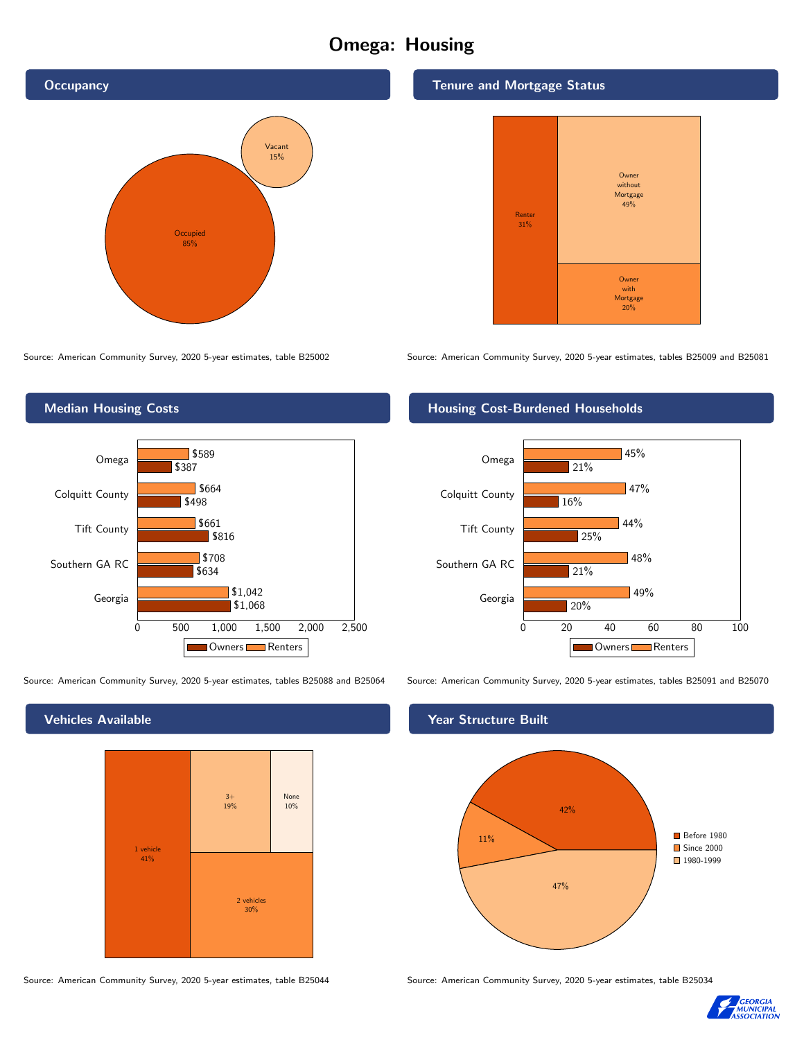# Omega: Housing

## Occupancy

Vacant
15%

Occupied
85%

Source: American Community Survey, 2020 5-year estimates, table B25002

## Tenure and Mortgage Status

Renter
31%

Owner
without
Mortgage
49%

Owner
with
Mortgage
20%

Source: American Community Survey, 2020 5-year estimates, tables B25009 and B25081

## Median Housing Costs

Omega
$589
$387

Colquitt County
$664
$498

Tift County
$661
$816

Southern GA RC
$708
$634

Georgia
$1,042
$1,068

0 500 1,000 1,500 2,000 2,500

Owners Renters

Source: American Community Survey, 2020 5-year estimates, tables B25088 and B25064

## Housing Cost-Burdened Households

Omega
45%
21%

Colquitt County
47%
16%

Tift County
44%
25%

Southern GA RC
48%
21%

Georgia
49%
20%

0 20 40 60 80 100

Owners Renters

Source: American Community Survey, 2020 5-year estimates, tables B25091 and B25070

## Vehicles Available

1 vehicle
41%

3+
19%

None
10%

2 vehicles
30%

Source: American Community Survey, 2020 5-year estimates, table B25044

## Year Structure Built

42%
11%
47%

Before 1980
Since 2000
1980-1999

Source: American Community Survey, 2020 5-year estimates, table B25034